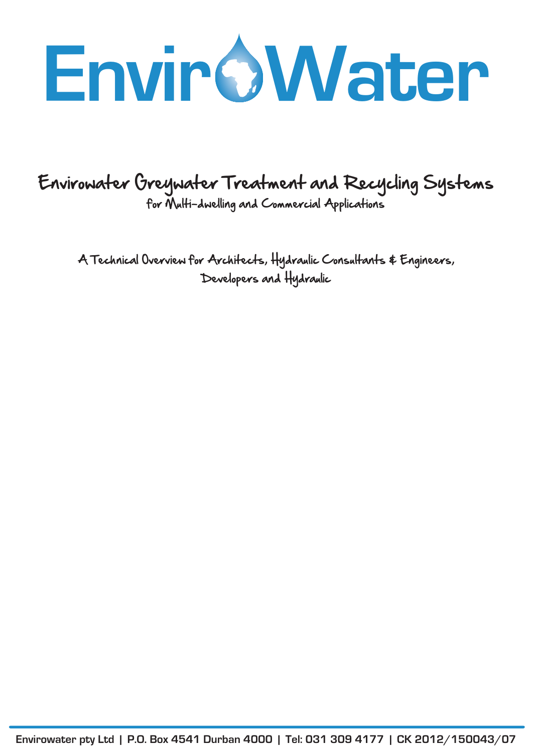# EnviroWater

## Envirowater Greywater Treatment and Recycling Systems

### for Multi-dwelling and Commercial Applications

A Technical Overview for Architects, Hydraulic Consultants & Engineers, Developers and Hydraulic

Envirowater pty Ltd | P.O. Box 4541 Durban 4000 | Tel: 031 309 4177 | CK 2012/150043/07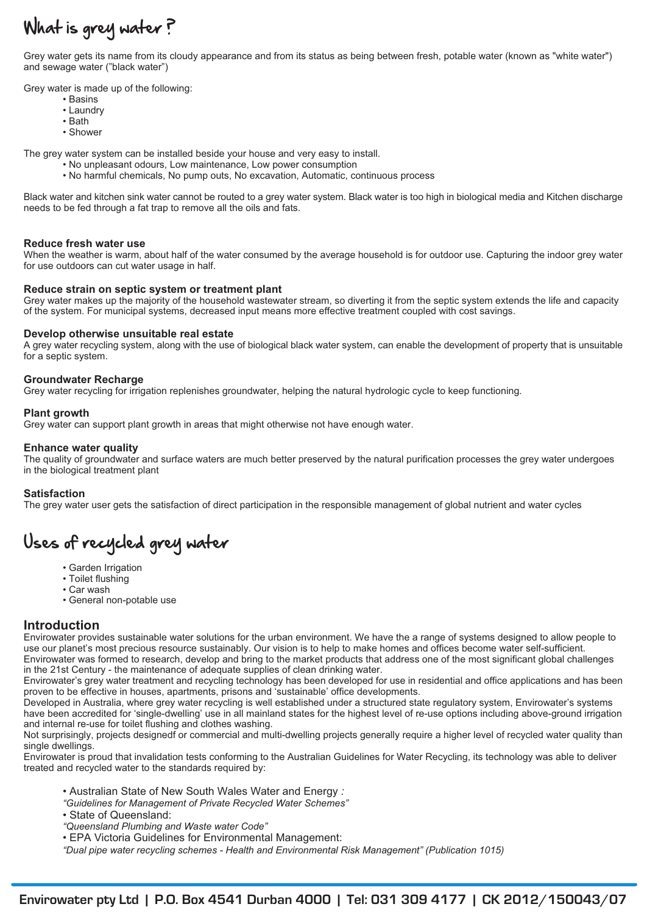# What is grey water ?

Grey water gets its name from its cloudy appearance and from its status as being between fresh, potable water (known as "white water") and sewage water ("black water")

Grey water is made up of the following:

- Basins
- Laundry
- Bath
- Shower

The grey water system can be installed beside your house and very easy to install.

- No unpleasant odours, Low maintenance, Low power consumption
- No harmful chemicals, No pump outs, No excavation, Automatic, continuous process

Black water and kitchen sink water cannot be routed to a grey water system. Black water is too high in biological media and Kitchen discharge needs to be fed through a fat trap to remove all the oils and fats.

**Reduce fresh water use**
When the weather is warm, about half of the water consumed by the average household is for outdoor use. Capturing the indoor grey water for use outdoors can cut water usage in half.

**Reduce strain on septic system or treatment plant**
Grey water makes up the majority of the household wastewater stream, so diverting it from the septic system extends the life and capacity of the system. For municipal systems, decreased input means more effective treatment coupled with cost savings.

**Develop otherwise unsuitable real estate**
A grey water recycling system, along with the use of biological black water system, can enable the development of property that is unsuitable for a septic system.

**Groundwater Recharge**
Grey water recycling for irrigation replenishes groundwater, helping the natural hydrologic cycle to keep functioning.

**Plant growth**
Grey water can support plant growth in areas that might otherwise not have enough water.

**Enhance water quality**
The quality of groundwater and surface waters are much better preserved by the natural purification processes the grey water undergoes in the biological treatment plant

**Satisfaction**
The grey water user gets the satisfaction of direct participation in the responsible management of global nutrient and water cycles

# Uses of recycled grey water

- Garden Irrigation
- Toilet flushing
- Car wash
- General non-potable use

## Introduction

Envirowater provides sustainable water solutions for the urban environment. We have the a range of systems designed to allow people to use our planet's most precious resource sustainably. Our vision is to help to make homes and offices become water self-sufficient.
Envirowater was formed to research, develop and bring to the market products that address one of the most significant global challenges in the 21st Century - the maintenance of adequate supplies of clean drinking water.
Envirowater's grey water treatment and recycling technology has been developed for use in residential and office applications and has been proven to be effective in houses, apartments, prisons and 'sustainable' office developments.
Developed in Australia, where grey water recycling is well established under a structured state regulatory system, Envirowater's systems have been accredited for 'single-dwelling' use in all mainland states for the highest level of re-use options including above-ground irrigation and internal re-use for toilet flushing and clothes washing.
Not surprisingly, projects designedf or commercial and multi-dwelling projects generally require a higher level of recycled water quality than single dwellings.
Envirowater is proud that invalidation tests conforming to the Australian Guidelines for Water Recycling, its technology was able to deliver treated and recycled water to the standards required by:

- Australian State of New South Wales Water and Energy *:*
  *"Guidelines for Management of Private Recycled Water Schemes"*
- State of Queensland:
  *"Queensland Plumbing and Waste water Code"*
- EPA Victoria Guidelines for Environmental Management:
  *"Dual pipe water recycling schemes - Health and Environmental Risk Management" (Publication 1015)*

**Envirowater pty Ltd | P.O. Box 4541 Durban 4000 | Tel: 031 309 4177 | CK 2012/150043/07**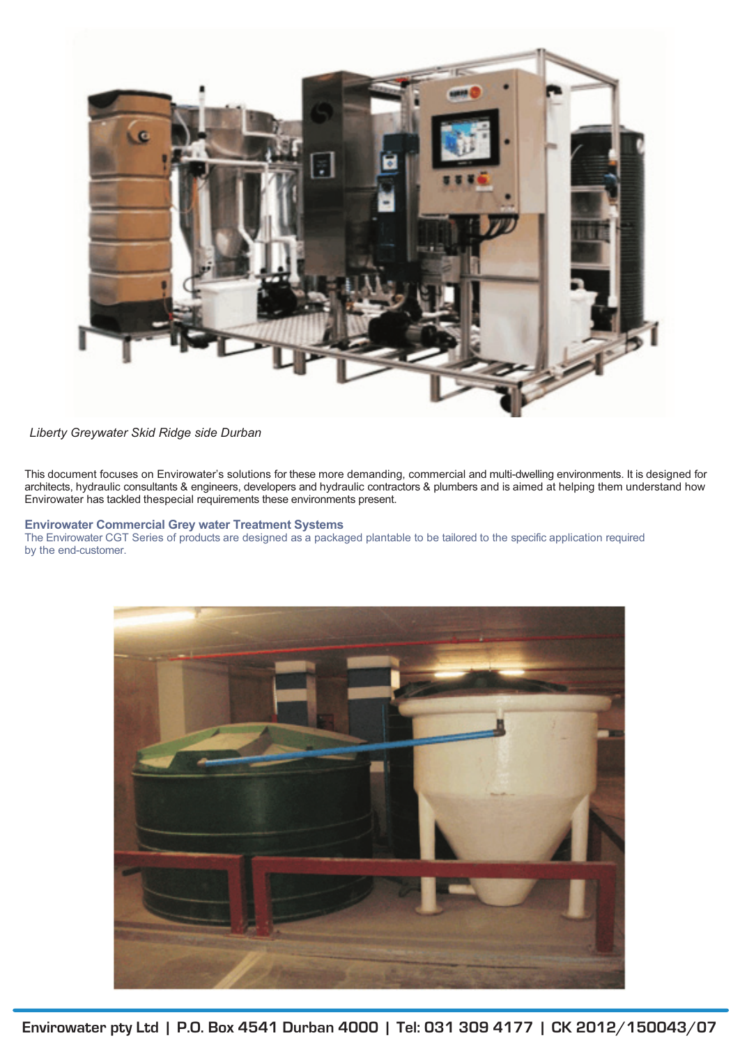*Liberty Greywater Skid Ridge side Durban*

This document focuses on Envirowater's solutions for these more demanding, commercial and multi-dwelling environments. It is designed for architects, hydraulic consultants & engineers, developers and hydraulic contractors & plumbers and is aimed at helping them understand how Envirowater has tackled thespecial requirements these environments present.

### Envirowater Commercial Grey water Treatment Systems

The Envirowater CGT Series of products are designed as a packaged plantable to be tailored to the specific application required by the end-customer.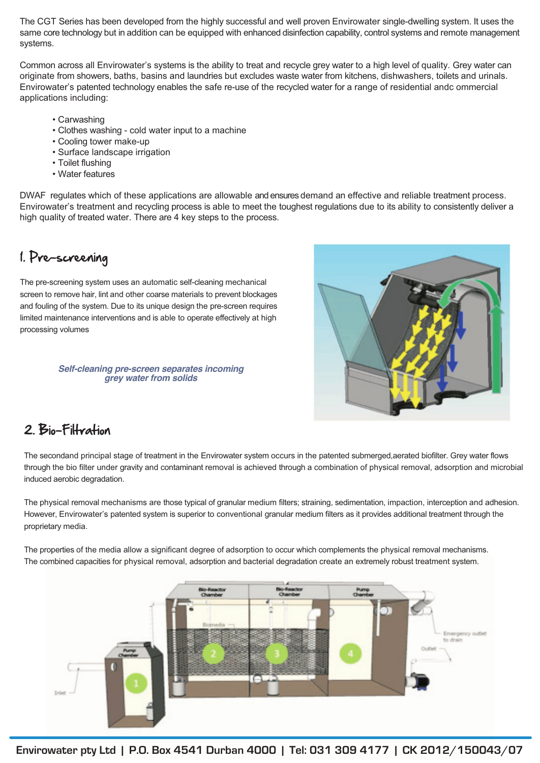The CGT Series has been developed from the highly successful and well proven Envirowater single-dwelling system. It uses the same core technology but in addition can be equipped with enhanced disinfection capability, control systems and remote management systems.

Common across all Envirowater's systems is the ability to treat and recycle grey water to a high level of quality. Grey water can originate from showers, baths, basins and laundries but excludes waste water from kitchens, dishwashers, toilets and urinals. Envirowater's patented technology enables the safe re-use of the recycled water for a range of residential andc ommercial applications including:

- Carwashing
- Clothes washing - cold water input to a machine
- Cooling tower make-up
- Surface landscape irrigation
- Toilet flushing
- Water features

DWAF regulates which of these applications are allowable and ensures demand an effective and reliable treatment process. Envirowater's treatment and recycling process is able to meet the toughest regulations due to its ability to consistently deliver a high quality of treated water. There are 4 key steps to the process.

## 1. Pre-screening

The pre-screening system uses an automatic self-cleaning mechanical screen to remove hair, lint and other coarse materials to prevent blockages and fouling of the system. Due to its unique design the pre-screen requires limited maintenance interventions and is able to operate effectively at high processing volumes

*Self-cleaning pre-screen separates incoming grey water from solids*

## 2. Bio-Filtration

The secondand principal stage of treatment in the Envirowater system occurs in the patented submerged,aerated biofilter. Grey water flows through the bio filter under gravity and contaminant removal is achieved through a combination of physical removal, adsorption and microbial induced aerobic degradation.

The physical removal mechanisms are those typical of granular medium filters; straining, sedimentation, impaction, interception and adhesion. However, Envirowater's patented system is superior to conventional granular medium filters as it provides additional treatment through the proprietary media.

The properties of the media allow a significant degree of adsorption to occur which complements the physical removal mechanisms. The combined capacities for physical removal, adsorption and bacterial degradation create an extremely robust treatment system.

Envirowater pty Ltd | P.O. Box 4541 Durban 4000 | Tel: 031 309 4177 | CK 2012/150043/07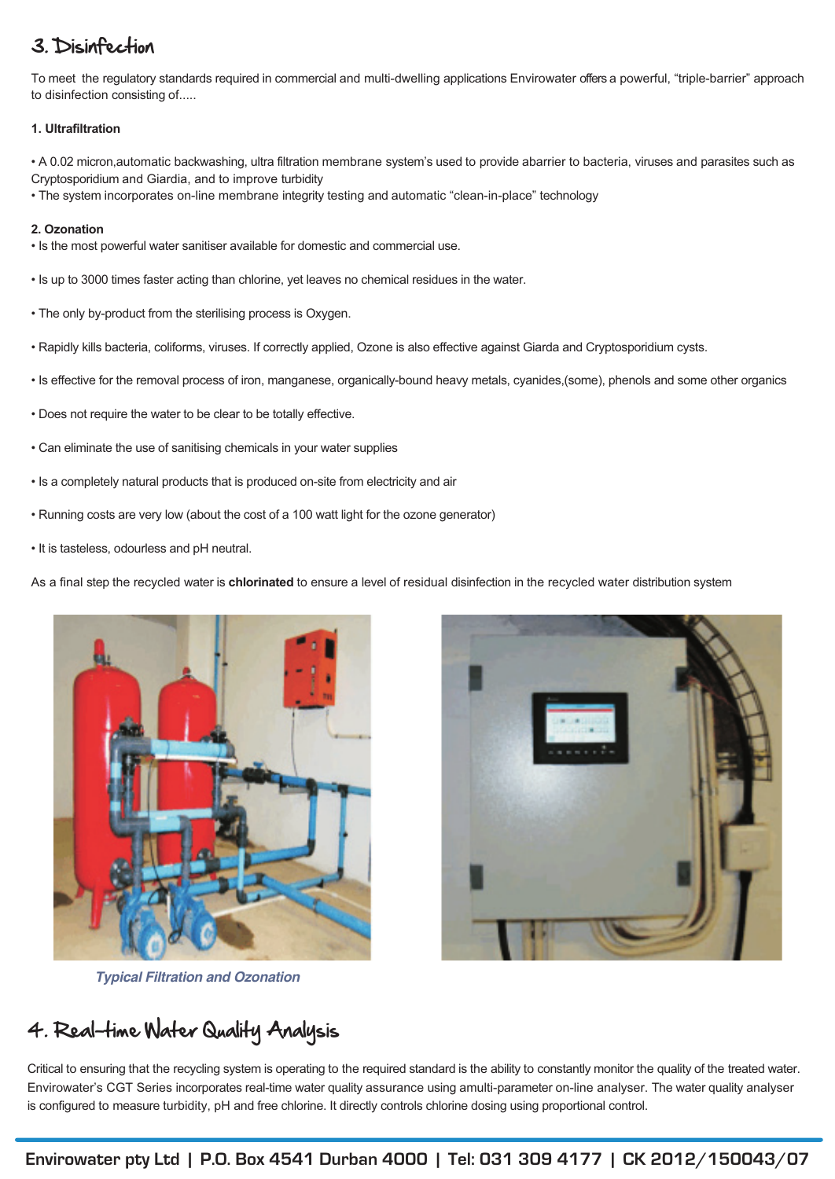## 3. Disinfection

To meet the regulatory standards required in commercial and multi-dwelling applications Envirowater offers a powerful, "triple-barrier" approach to disinfection consisting of.....

**1. Ultrafiltration**

- A 0.02 micron,automatic backwashing, ultra filtration membrane system's used to provide abarrier to bacteria, viruses and parasites such as Cryptosporidium and Giardia, and to improve turbidity
- The system incorporates on-line membrane integrity testing and automatic "clean-in-place" technology

**2. Ozonation**

- Is the most powerful water sanitiser available for domestic and commercial use.
- Is up to 3000 times faster acting than chlorine, yet leaves no chemical residues in the water.
- The only by-product from the sterilising process is Oxygen.
- Rapidly kills bacteria, coliforms, viruses. If correctly applied, Ozone is also effective against Giarda and Cryptosporidium cysts.
- Is effective for the removal process of iron, manganese, organically-bound heavy metals, cyanides,(some), phenols and some other organics
- Does not require the water to be clear to be totally effective.
- Can eliminate the use of sanitising chemicals in your water supplies
- Is a completely natural products that is produced on-site from electricity and air
- Running costs are very low (about the cost of a 100 watt light for the ozone generator)
- It is tasteless, odourless and pH neutral.

As a final step the recycled water is **chlorinated** to ensure a level of residual disinfection in the recycled water distribution system

*Typical Filtration and Ozonation*

## 4. Real-time Water Quality Analysis

Critical to ensuring that the recycling system is operating to the required standard is the ability to constantly monitor the quality of the treated water. Envirowater's CGT Series incorporates real-time water quality assurance using amulti-parameter on-line analyser. The water quality analyser is configured to measure turbidity, pH and free chlorine. It directly controls chlorine dosing using proportional control.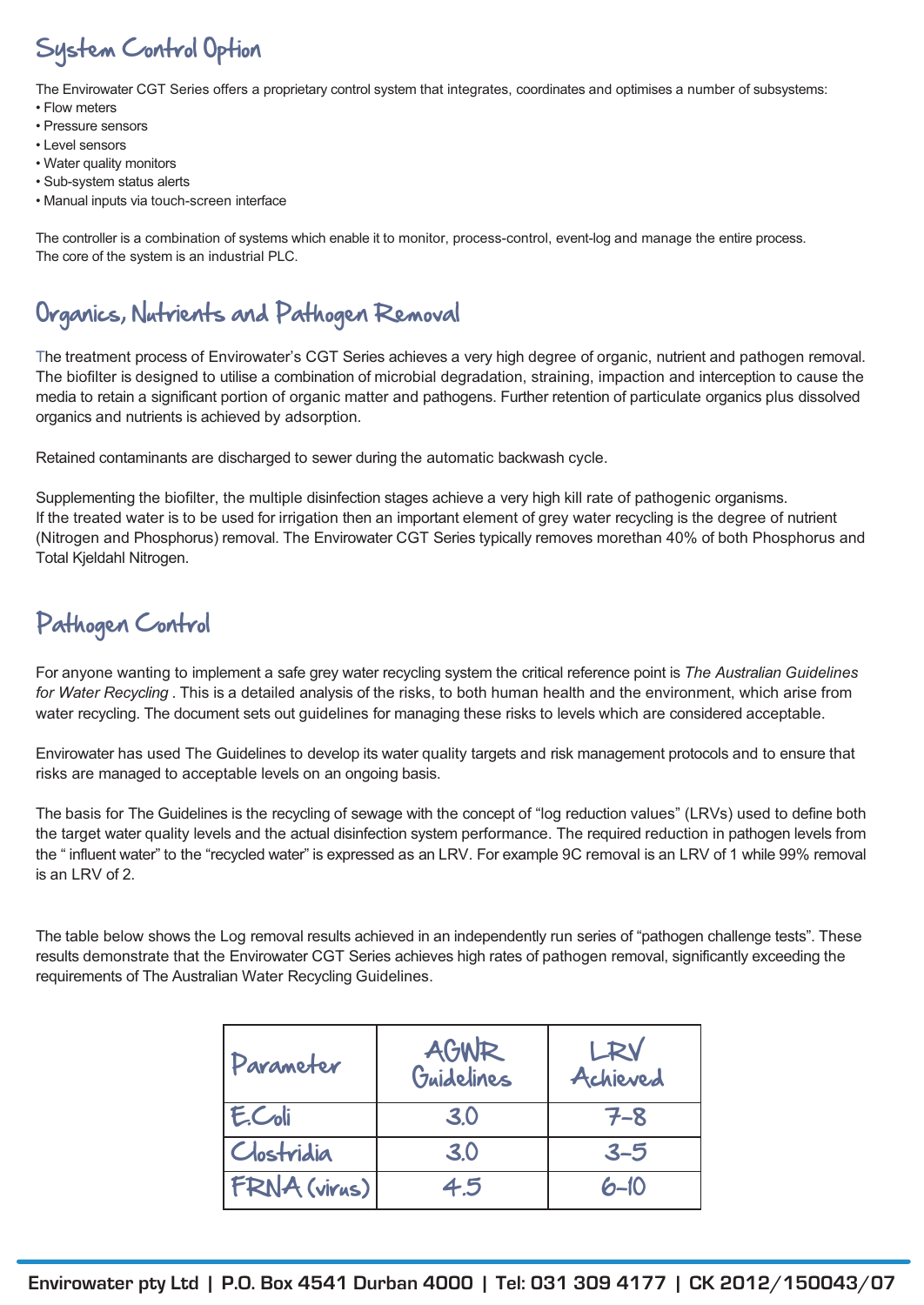## System Control Option

The Envirowater CGT Series offers a proprietary control system that integrates, coordinates and optimises a number of subsystems:

- Flow meters
- Pressure sensors
- Level sensors
- Water quality monitors
- Sub-system status alerts
- Manual inputs via touch-screen interface

The controller is a combination of systems which enable it to monitor, process-control, event-log and manage the entire process.
The core of the system is an industrial PLC.

## Organics, Nutrients and Pathogen Removal

The treatment process of Envirowater's CGT Series achieves a very high degree of organic, nutrient and pathogen removal. The biofilter is designed to utilise a combination of microbial degradation, straining, impaction and interception to cause the media to retain a significant portion of organic matter and pathogens. Further retention of particulate organics plus dissolved organics and nutrients is achieved by adsorption.

Retained contaminants are discharged to sewer during the automatic backwash cycle.

Supplementing the biofilter, the multiple disinfection stages achieve a very high kill rate of pathogenic organisms.
If the treated water is to be used for irrigation then an important element of grey water recycling is the degree of nutrient (Nitrogen and Phosphorus) removal. The Envirowater CGT Series typically removes morethan 40% of both Phosphorus and Total Kjeldahl Nitrogen.

## Pathogen Control

For anyone wanting to implement a safe grey water recycling system the critical reference point is *The Australian Guidelines for Water Recycling* . This is a detailed analysis of the risks, to both human health and the environment, which arise from water recycling. The document sets out guidelines for managing these risks to levels which are considered acceptable.

Envirowater has used The Guidelines to develop its water quality targets and risk management protocols and to ensure that risks are managed to acceptable levels on an ongoing basis.

The basis for The Guidelines is the recycling of sewage with the concept of "log reduction values" (LRVs) used to define both the target water quality levels and the actual disinfection system performance. The required reduction in pathogen levels from the " influent water" to the "recycled water" is expressed as an LRV. For example 9C removal is an LRV of 1 while 99% removal is an LRV of 2.

The table below shows the Log removal results achieved in an independently run series of "pathogen challenge tests". These results demonstrate that the Envirowater CGT Series achieves high rates of pathogen removal, significantly exceeding the requirements of The Australian Water Recycling Guidelines.

| Parameter | AGWR Guidelines | LRV Achieved |
|---|---|---|
| E.Coli | 3.0 | 7–8 |
| Clostridia | 3.0 | 3–5 |
| FRNA (virus) | 4.5 | 6–10 |

Envirowater pty Ltd | P.O. Box 4541 Durban 4000 | Tel: 031 309 4177 | CK 2012/150043/07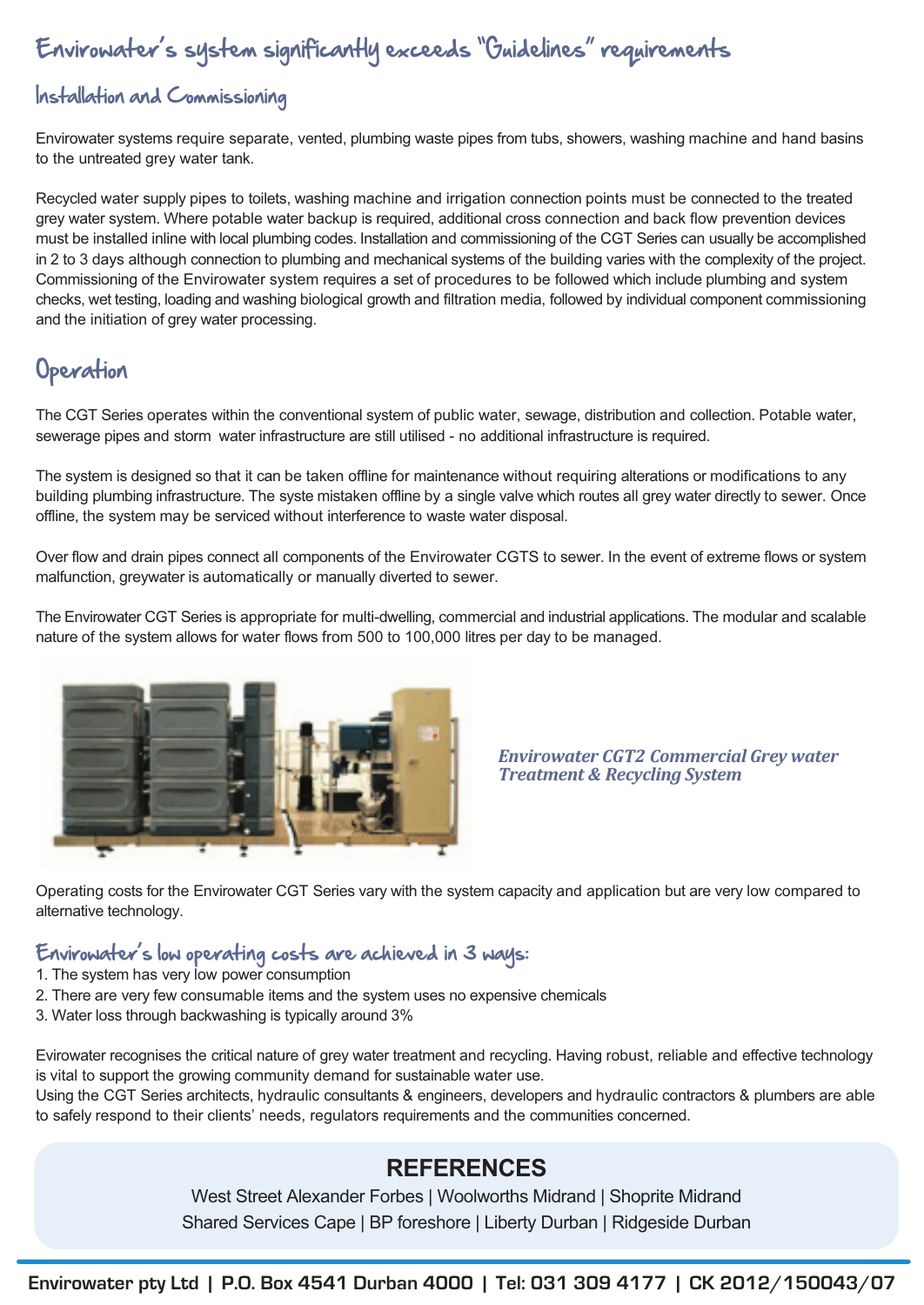# Envirowater's system significantly exceeds "Guidelines" requirements

## Installation and Commissioning

Envirowater systems require separate, vented, plumbing waste pipes from tubs, showers, washing machine and hand basins to the untreated grey water tank.

Recycled water supply pipes to toilets, washing machine and irrigation connection points must be connected to the treated grey water system. Where potable water backup is required, additional cross connection and back flow prevention devices must be installed inline with local plumbing codes. Installation and commissioning of the CGT Series can usually be accomplished in 2 to 3 days although connection to plumbing and mechanical systems of the building varies with the complexity of the project. Commissioning of the Envirowater system requires a set of procedures to be followed which include plumbing and system checks, wet testing, loading and washing biological growth and filtration media, followed by individual component commissioning and the initiation of grey water processing.

## Operation

The CGT Series operates within the conventional system of public water, sewage, distribution and collection. Potable water, sewerage pipes and storm water infrastructure are still utilised - no additional infrastructure is required.

The system is designed so that it can be taken offline for maintenance without requiring alterations or modifications to any building plumbing infrastructure. The syste mistaken offline by a single valve which routes all grey water directly to sewer. Once offline, the system may be serviced without interference to waste water disposal.

Over flow and drain pipes connect all components of the Envirowater CGTS to sewer. In the event of extreme flows or system malfunction, greywater is automatically or manually diverted to sewer.

The Envirowater CGT Series is appropriate for multi-dwelling, commercial and industrial applications. The modular and scalable nature of the system allows for water flows from 500 to 100,000 litres per day to be managed.

*Envirowater CGT2 Commercial Grey water Treatment & Recycling System*

Operating costs for the Envirowater CGT Series vary with the system capacity and application but are very low compared to alternative technology.

### Envirowater's low operating costs are achieved in 3 ways:

1. The system has very low power consumption
2. There are very few consumable items and the system uses no expensive chemicals
3. Water loss through backwashing is typically around 3%

Evirowater recognises the critical nature of grey water treatment and recycling. Having robust, reliable and effective technology is vital to support the growing community demand for sustainable water use.
Using the CGT Series architects, hydraulic consultants & engineers, developers and hydraulic contractors & plumbers are able to safely respond to their clients' needs, regulators requirements and the communities concerned.

## REFERENCES

West Street Alexander Forbes | Woolworths Midrand | Shoprite Midrand
Shared Services Cape | BP foreshore | Liberty Durban | Ridgeside Durban

**Envirowater pty Ltd | P.O. Box 4541 Durban 4000 | Tel: 031 309 4177 | CK 2012/150043/07**